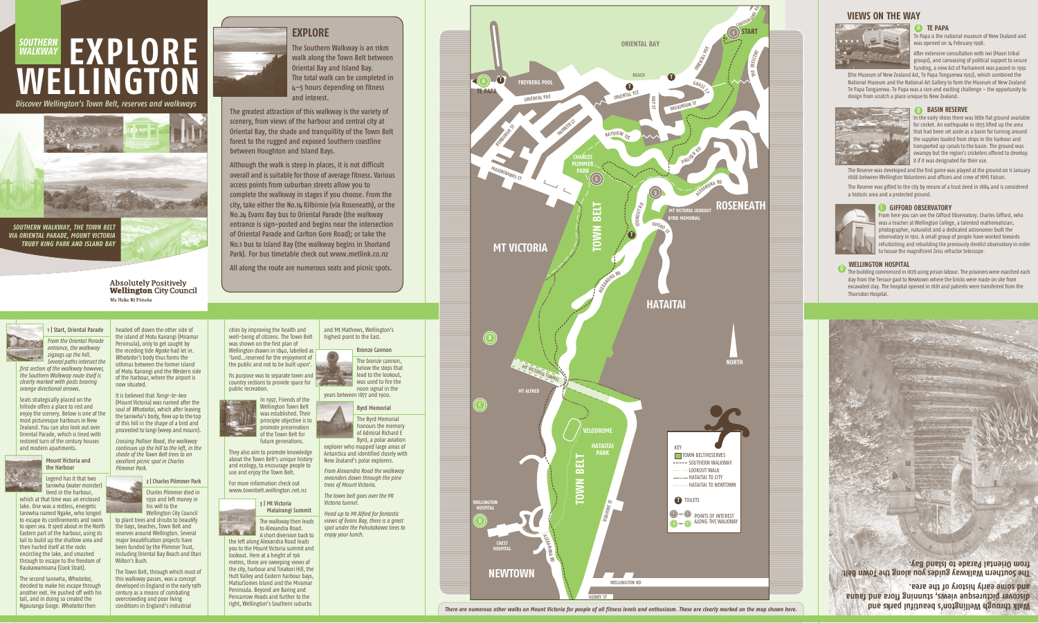# SOUTHERN WALKWAY EXPLORE WELLINGTON

*Discover Wellington's Town Belt, reserves and walkways*

*SOUTHERN WALKWAY, THE TOWN BELT VIA ORIENTAL PARADE, MOUNT VICTORIA TRUBY KING PARK AND ISLAND BAY*

Absolutely Positively **Wellington** City Council
Me Heke Ki Pōneke

## EXPLORE

**The Southern Walkway is an 11km walk along the Town Belt between Oriental Bay and Island Bay. The total walk can be completed in 4–5 hours depending on fitness and interest.**

The greatest attraction of this walkway is the variety of scenery, from views of the harbour and central city at Oriental Bay, the shade and tranquillity of the Town Belt forest to the rugged and exposed Southern coastline between Houghton and Island Bays.

Although the walk is steep in places, it is not difficult overall and is suitable for those of average fitness. Various access points from suburban streets allow you to complete the walkway in stages if you choose. From the city, take either the No.14 Kilbirnie (via Roseneath), or the No.24 Evans Bay bus to Oriental Parade (the walkway entrance is sign-posted and begins near the intersection of Oriental Parade and Carlton Gore Road); or take the No.1 bus to Island Bay (the walkway begins in Shorland Park). For bus timetable check out www.metlink.co.nz

All along the route are numerous seats and picnic spots.

### 1 | Start, Oriental Parade

*From the Oriental Parade entrance, the walkway zigzags up the hill. Several paths intersect the first section of the walkway however, the Southern Walkway route itself is clearly marked with posts bearing orange directional arrows.*

Seats strategically placed on the hillside offers a place to rest and enjoy the scenery. Below is one of the most picturesque harbours in New Zealand. You can also look out over Oriental Parade, which is lined with restored turn of the century houses and modern apartments.

### Mount Victoria and the Harbour

Legend has it that two taniwha (water monster) lived in the harbour, which at that time was an enclosed lake. One was a restless, energetic taniwha named Ngake, who longed to escape its confinements and swim to open sea. It sped about in the North Eastern part of the harbour, using its tail to build up the shallow area and then hurled itself at the rocks encircling the lake, and smashed through to escape to the freedom of Raukawamoana (Cook Strait).

The second taniwha, *Whataitai*, decided to make his escape through another exit. He pushed off with his tail, and in doing so created the Ngauranga Gorge. *Whataitai* then headed off down the other side of the island of Motu Kairangi (Miramar Peninsula), only to get caught by the receding tide *Ngake* had let in. *Whataitai's* body thus forms the isthmus between the former island of Motu Kairangi and the Western side of the harbour, where the airport is now situated.

It is believed that *Tangi–te–keo* (Mount Victoria) was named after the soul of *Whataitai*, which after leaving the taniwha's body, flew up to the top of this hill in the shape of a bird and proceeded to tangi (weep and mourn).

*Crossing Palliser Road, the walkway continues up the hill to the left, in the shade of the Town Belt trees to an excellent picnic spot in Charles Plimmer Park.*

### 2 | Charles Plimmer Park

Charles Plimmer died in 1930 and left money in his will to the Wellington City Council to plant trees and shrubs to beautify the bays, beaches, Town Belt and reserves around Wellington. Several major beautification projects have been funded by the Plimmer Trust, including Oriental Bay Beach and Otari Wilton's Bush.

The Town Belt, through which most of this walkway passes, was a concept developed in England in the early 19th century as a means of combating overcrowding and poor living conditions in England's industrial cities by improving the health and well-being of citizens. The Town Belt was shown on the first plan of Wellington drawn in 1840, labelled as 'land…reserved for the enjoyment of the public and not to be built upon'.

Its purpose was to separate town and country sections to provide space for public recreation.

In 1997, Friends of the Wellington Town Belt was established. Their principle objective is to promote preservation of the Town Belt for future generations.

They also aim to promote knowledge about the Town Belt's unique history and ecology, to encourage people to use and enjoy the Town Belt.

For more information check out www.townbelt.wellington.net.nz

### 3 | Mt Victoria Matairangi Summit

The walkway then leads to Alexandra Road. A short diversion back to the left along Alexandra Road leads you to the Mount Victoria summit and lookout. Here at a height of 196 metres, there are sweeping views of the city, harbour and Tinakori Hill, the Hutt Valley and Eastern harbour bays, Matiu/Somes Island and the Miramar Peninsula. Beyond are Baring and Pencarrow Heads and further to the right, Wellington's Southern suburbs and Mt Mathews, Wellington's highest point to the East.

### Bronze Cannon

The bronze cannon, below the steps that lead to the lookout, was used to fire the noon signal in the years between 1877 and 1900.

### Byrd Memorial

The Byrd Memorial honours the memory of Admiral Richard E Byrd, a polar aviation explorer who mapped large areas of Antarctica and identified closely with New Zealand's polar explorers.

*From Alexandra Road the walkway meanders down through the pine trees of Mount Victoria.*

*The town belt goes over the Mt Victoria tunnel.*

*Head up to Mt Alfred for fantastic views of Evans Bay, there is a great spot under the Pohutakawa trees to enjoy your lunch.*

ORIENTAL BAY · START · BEACH · ORIENTAL PDE · ORIENTAL TCE · HAY ST · CARLTON GORE RD · THE CRESCENT · GRASS ST · WILKINSON ST · FREYBERG POOL · TE PAPA · ROXBURGH ST · MAJORIBANKS ST · HARPER ST · BAYVIEW TCE · CHARLES PLIMMER PARK · PALLISER RD · ALEXANDRA RD · LOOKOUT RD · MT VICTORIA LOOKOUT · BYRD MEMORIAL · ROSENEATH · UPOKO ST · MT VICTORIA · TOWN BELT · HATAITAI · MT VICTORIA TUNNEL · MT ALFRED · NORTH · VELODROME · HATAITAI PARK · RUAPEHU ST · WELLINGTON HOSPITAL · CHEST HOSPITAL · NEWTOWN · ALEXANDRA RD · WELLINGTON RD · HENRY ST

KEY
- TOWN BELT/RESERVES
- SOUTHERN WALKWAY
- LOOKOUT WALK
- HATAITAI TO CITY
- HATAITAI TO NEWTOWN
- TOILETS
- POINTS OF INTEREST ALONG THE WALKWAY

*There are numerous other walks on Mount Victoria for people of all fitness levels and enthusiasm. These are clearly marked on the map shown here.*

## VIEWS ON THE WAY

### A TE PAPA

Te Papa is the national museum of New Zealand and was opened on 14 February 1998.

After extensive consultation with iwi (Maori tribal groups), and canvassing of political support to secure funding, a new Act of Parliament was passed in 1992 (the Museum of New Zealand Act, Te Papa Tongarewa 1992), which combined the National Museum and the National Art Gallery to form the Museum of New Zealand Te Papa Tongarewa. Te Papa was a rare and exciting challenge – the opportunity to design from scratch a place unique to New Zealand.

### B BASIN RESERVE

In the early 1800s there was little flat ground available for cricket. An earthquake in 1855 lifted up the area that had been set aside as a basin for turning around the supplies loaded from ships in the harbour and transported up canals to the basin. The ground was swampy but the region's cricketers offered to develop it if it was designated for their use.

The Reserve was developed and the first game was played at the ground on 11 January 1868 between Wellington Volunteers and officers and crew of HMS Falcon.

The Reserve was gifted to the city by means of a trust deed in 1884 and is considered a historic area and a protected ground.

### C GIFFORD OBSERVATORY

From here you can see the Gifford Observatory. Charles Gifford, who was a teacher at Wellington College, a talented mathematician, photographer, naturalist and a dedicated astronomer built the observatory in 1912. A small group of people have worked towards refurbishing and rebuilding the previously derelict observatory in order to house the magnificent Zeiss refractor telescope.

### D WELLINGTON HOSPITAL

The building commenced in 1878 using prison labour. The prisoners were marched each day from the Terrace gaol to Newtown where the bricks were made on site from excavated clay. The hospital opened in 1881 and patients were transferred from the Thorndon Hospital.

**Walk through Wellington's beautiful parks and discover picturesque views, stunning flora and fauna and some early history of the area.**

**The Southern Walkway guides you along the Town Belt from Oriental Parade to Island Bay.**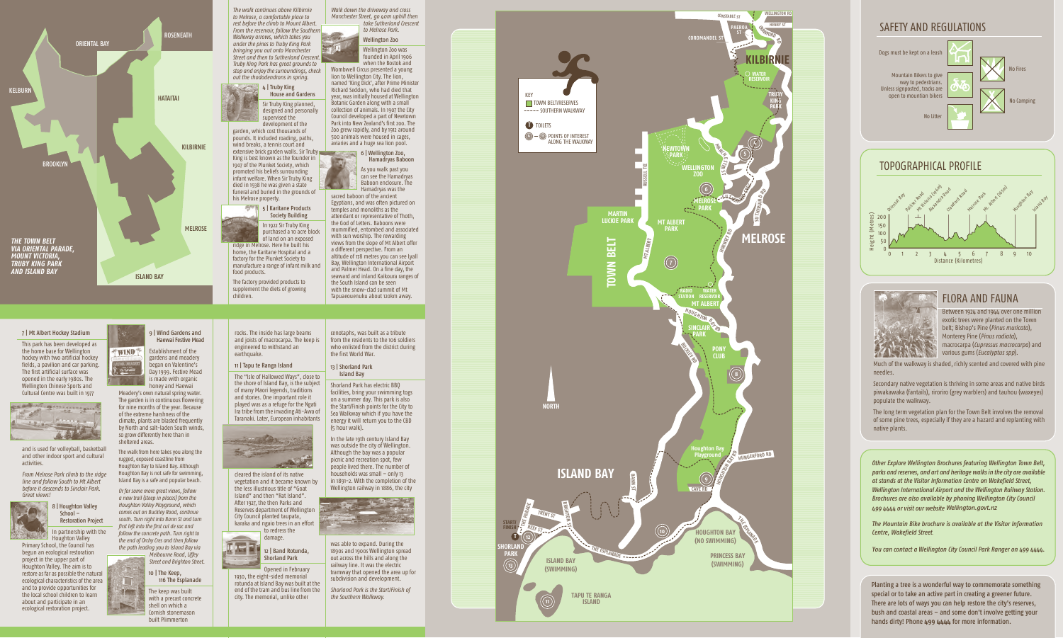ORIENTAL BAY
ROSENEATH
KELBURN
HATAITAI
KILBIRNIE
BROOKLYN
MELROSE
ISLAND BAY

*THE TOWN BELT VIA ORIENTAL PARADE, MOUNT VICTORIA, TRUBY KING PARK AND ISLAND BAY*

*The walk continues above Kilbirnie to Melrose, a comfortable place to rest before the climb to Mount Albert. From the reservoir, follow the Southern Walkway arrows, which takes you under the pines to Truby King Park bringing you out onto Manchester Street and then to Sutherland Crescent. Truby King Park has great grounds to stop and enjoy the surroundings, check out the rhododendrons in spring.*

### 4 | Truby King House and Gardens

Sir Truby King planned, designed and personally supervised the development of the garden, which cost thousands of pounds. It included roading, paths, wind breaks, a tennis court and extensive brick garden walls. Sir Truby King is best known as the founder in 1907 of the Plunket Society, which promoted his beliefs surrounding infant welfare. When Sir Truby King died in 1938 he was given a state funeral and buried in the grounds of his Melrose property.

### 5 | Karitane Products Society Building

In 1922 Sir Truby King purchased a 10 acre block of land on an exposed ridge in Melrose. Here he built his home, the Karitane Hospital and a factory for the Plunket Society to manufacture a range of infant milk and food products.

The factory provided products to supplement the diets of growing children.

*Walk down the driveway and cross Manchester Street, go 40m uphill then take Sutherland Crescent to Melrose Park.*

### Wellington Zoo

Wellington Zoo was founded in April 1906 when the Bostok and Wombwell Circus presented a young lion to Wellington City. The lion, named 'King Dick', after Prime Minister Richard Seddon, who had died that year, was initially housed at Wellington Botanic Garden along with a small collection of animals. In 1907 the City Council developed a part of Newtown Park into New Zealand's first zoo. The Zoo grew rapidly, and by 1912 around 500 animals were housed in cages, aviaries and a huge sea lion pool.

### 6 | Wellington Zoo, Hamadryas Baboon

As you walk past you can see the Hamadryas Baboon enclosure. The Hamadryas was the sacred baboon of the ancient Egyptians, and was often pictured on temples and monoliths as the attendant or representative of Thoth, the God of Letters. Baboons were mummified, entombed and associated with sun worship. The rewarding views from the slope of Mt Albert offer a different perspective. From an altitude of 178 metres you can see Lyall Bay, Wellington International Airport and Palmer Head. On a fine day, the seaward and inland Kaikoura ranges of the South Island can be seen with the snow-clad summit of Mt Tapuaeouenuku about 120km away.

### 7 | Mt Albert Hockey Stadium

This park has been developed as the home base for Wellington hockey with two artificial hockey fields, a pavilion and car parking. The first artificial surface was opened in the early 1980s. The Wellington Chinese Sports and Cultural Centre was built in 1977 and is used for volleyball, basketball and other indoor sport and cultural activities.

*From Melrose Park climb to the ridge line and follow South to Mt Albert before it descends to Sinclair Park. Great views!*

### 8 | Houghton Valley School – Restoration Project

In partnership with the Houghton Valley Primary School, the Council has begun an ecological restoration project in the upper part of Houghton Valley. The aim is to restore as far as possible the natural ecological characteristics of the area and to provide opportunities for the local school children to learn about and participate in an ecological restoration project.

### 9 | Wind Gardens and Haewai Festive Mead

Establishment of the gardens and meadery began on Valentine's Day 1999. Festive Mead is made with organic honey and Haewai Meadery's own natural spring water. The garden is in continuous flowering for nine months of the year. Because of the extreme harshness of the climate, plants are blasted frequently by North and salt-laden South winds, so grow differently here than in sheltered areas.

The walk from here takes you along the rugged, exposed coastline from Houghton Bay to Island Bay. Although Houghton Bay is not safe for swimming, Island Bay is a safe and popular beach.

*Or for some more great views, follow a new trail (steep in places) from the Houghton Valley Playground, which comes out on Buckley Road, continue south. Turn right into Bann St and turn first left into the first cul de sac and follow the concrete path. Turn right to the end of Ochy Cres and then follow the path leading you to Island Bay via Melbourne Road, Uffey Street and Brighton Street.*

### 10 | The Keep, 116 The Esplanade

The keep was built with a precast concrete shell on which a Cornish stonemason built Plimmerton rocks. The inside has large beams and joists of macrocarpa. The keep is engineered to withstand an earthquake.

### 11 | Tapu te Ranga Island

The "Isle of Hallowed Ways", close to the shore of Island Bay, is the subject of many Maori legends, traditions and stories. One important role it played was as a refuge for the Ngati Ira tribe from the invading Ati-Awa of Taranaki. Later, European inhabitants cleared the island of its native vegetation and it became known by the less illustrious title of "Goat Island" and then "Rat Island". After 1927, the then Parks and Reserves department of Wellington City Council planted taupata, karaka and ngaio trees in an effort to redress the damage.

### 12 | Band Rotunda, Shorland Park

Opened in February 1930, the eight-sided memorial rotunda at Island Bay was built at the end of the tram and bus line from the city. The memorial, unlike other cenotaphs, was built as a tribute from the residents to the 106 soldiers who enlisted from the district during the first World War.

### 13 | Shorland Park Island Bay

Shorland Park has electric BBQ facilities, bring your swimming togs on a summer day. This park is also the Start/Finish points for the City to Sea Walkway which if you have the energy it will return you to the CBD (5 hour walk).

In the late 19th century Island Bay was outside the city of Wellington. Although the bay was a popular picnic and recreation spot, few people lived there. The number of households was small – only 13 in 1891–2. With the completion of the Wellington railway in 1886, the city was able to expand. During the 1890s and 1900s Wellington spread out across the hills and along the railway line. It was the electric tramway that opened the area up for subdivision and development.

*Shorland Park is the Start/Finish of the Southern Walkway.*

KEY
TOWN BELT/RESERVES
SOUTHERN WALKWAY
TOILETS
POINTS OF INTEREST ALONG THE WALKWAY

CONSTABLE ST
WELLINGTON RD
HENRY ST
PAEROA ST
COROMANDEL ST
KILBIRNIE
WATER RESERVOIR
TRUBY KING PARK
NEWTOWN PARK
WELLINGTON ZOO
RUSSELL TCE
MANCHESTER ST
SUTHERLAND RD
MELROSE PARK
MARTIN LUCKIE PARK
MT ALBERT PARK
TOWN BELT
MT ALBERT RD
HUNGERFORD RD
MELROSE
RADIO STATION
WATER RESERVOIR
MT ALBERT
HOUGHTON BAY RD
SINCLAIR PARK
BUCKLEY RD
PONY CLUB
NORTH
Houghton Bay Playground
HUNGERFORD RD
ISLAND BAY
BANN ST
CAVE RD
THE PARADE
TRENT ST
REEF ST
BRIGHTON ST
START/FINISH
SHORLAND PARK
THE ESPLANADE
HOUGHTON BAY (NO SWIMMING)
ISLAND BAY (SWIMMING)
PRINCESS BAY (SWIMMING)
TAPU TE RANGA ISLAND

## SAFETY AND REGULATIONS

Dogs must be kept on a leash

Mountain Bikers to give way to pedestrians. Unless signposted, tracks are open to mountain bikers

No Litter

No Fires

No Camping

## TOPOGRAPHICAL PROFILE

Oriental Bay
Palliser Road
Mt Victoria (196m)
Alexandra Road
Crawford Road
Melrose Park
Mt. Albert (178m)
Houghton Bay
Island Bay

Height (Metres)
200
150
100
50
0

0 1 2 3 4 5 6 7 8 9 10
Distance (Kilometres)

## FLORA AND FAUNA

Between 1924 and 1944 over one million exotic trees were planted on the Town belt; Bishop's Pine (*Pinus muricata*), Monterey Pine (*Pinus radiata*), macrocarpa (*Cupressus macrocarpa*) and various gums (*Eucalyptus spp*).

Much of the walkway is shaded, richly scented and covered with pine needles.

Secondary native vegetation is thriving in some areas and native birds piwakawaka (fantails), riroriro (grey warblers) and tauhou (waxeyes) populate the walkway.

The long term vegetation plan for the Town Belt involves the removal of some pine trees, especially if they are a hazard and replanting with native plants.

*Other Explore Wellington Brochures featuring Wellington Town Belt, parks and reserves, and art and heritage walks in the city are available at stands at the Visitor Information Centre on Wakefield Street, Wellington International Airport and the Wellington Railway Station. Brochures are also available by phoning Wellington City Council 499 4444 or visit our website Wellington.govt.nz*

*The Mountain Bike brochure is available at the Visitor Information Centre, Wakefield Street.*

*You can contact a Wellington City Council Park Ranger on 499 4444.*

**Planting a tree is a wonderful way to commemorate something special or to take an active part in creating a greener future. There are lots of ways you can help restore the city's reserves, bush and coastal areas – and some don't involve getting your hands dirty! Phone 499 4444 for more information.**